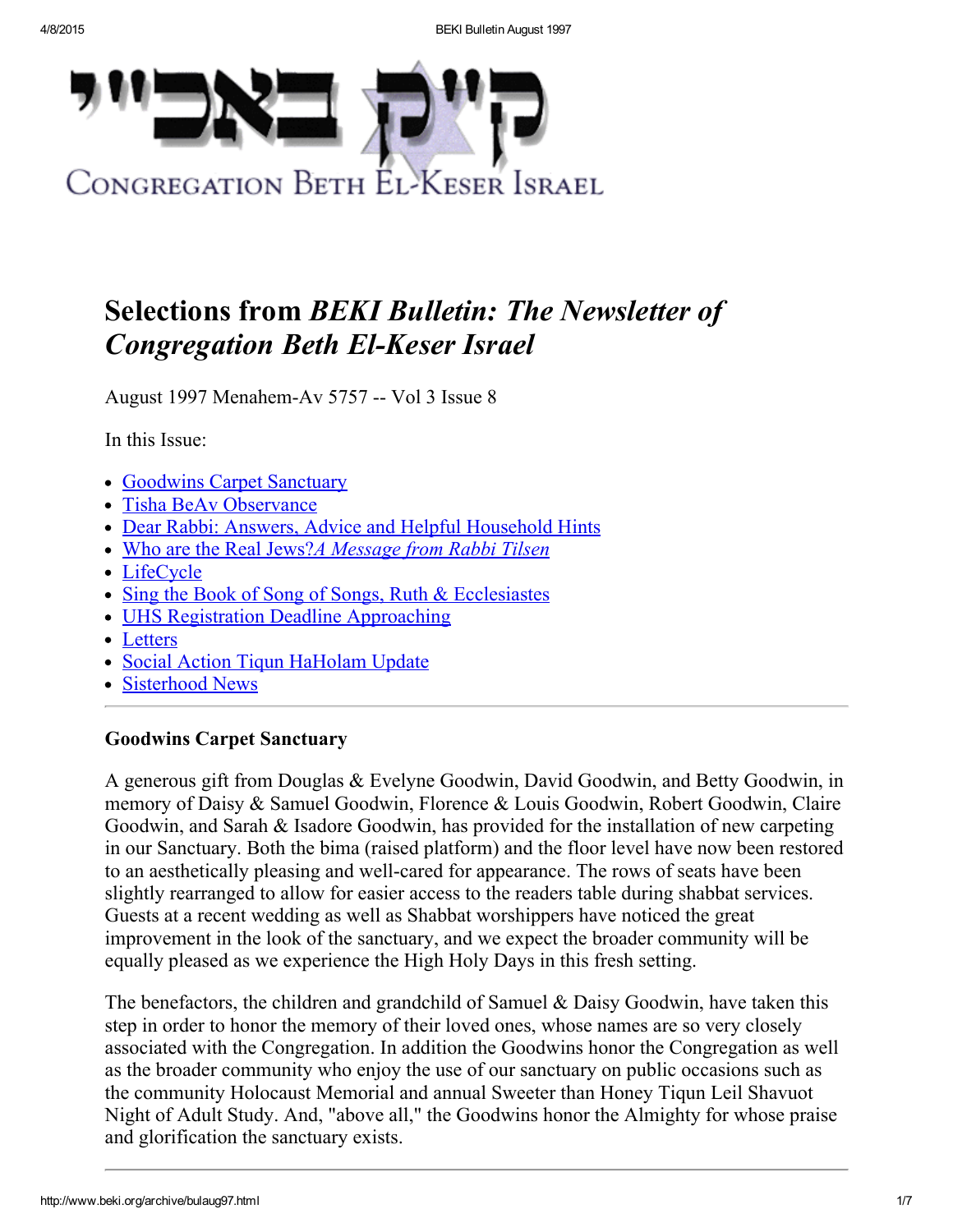קי"ק באב"י

CONGREGATION BETH EL-KESER ISRAEL

# Selections from *BEKI Bulletin: The Newsletter of Congregation Beth El-Keser Israel*

August 1997 Menahem-Av 5757 -- Vol 3 Issue 8

In this Issue:

- Goodwins Carpet Sanctuary
- Tisha BeAv Observance
- Dear Rabbi: Answers, Advice and Helpful Household Hints
- Who are the Real Jews?*A Message from Rabbi Tilsen*
- LifeCycle
- Sing the Book of Song of Songs, Ruth & Ecclesiastes
- UHS Registration Deadline Approaching
- Letters
- Social Action Tiqun HaHolam Update
- Sisterhood News

---

### Goodwins Carpet Sanctuary

A generous gift from Douglas & Evelyne Goodwin, David Goodwin, and Betty Goodwin, in memory of Daisy & Samuel Goodwin, Florence & Louis Goodwin, Robert Goodwin, Claire Goodwin, and Sarah & Isadore Goodwin, has provided for the installation of new carpeting in our Sanctuary. Both the bima (raised platform) and the floor level have now been restored to an aesthetically pleasing and well-cared for appearance. The rows of seats have been slightly rearranged to allow for easier access to the readers table during shabbat services. Guests at a recent wedding as well as Shabbat worshippers have noticed the great improvement in the look of the sanctuary, and we expect the broader community will be equally pleased as we experience the High Holy Days in this fresh setting.

The benefactors, the children and grandchild of Samuel & Daisy Goodwin, have taken this step in order to honor the memory of their loved ones, whose names are so very closely associated with the Congregation. In addition the Goodwins honor the Congregation as well as the broader community who enjoy the use of our sanctuary on public occasions such as the community Holocaust Memorial and annual Sweeter than Honey Tiqun Leil Shavuot Night of Adult Study. And, "above all," the Goodwins honor the Almighty for whose praise and glorification the sanctuary exists.

---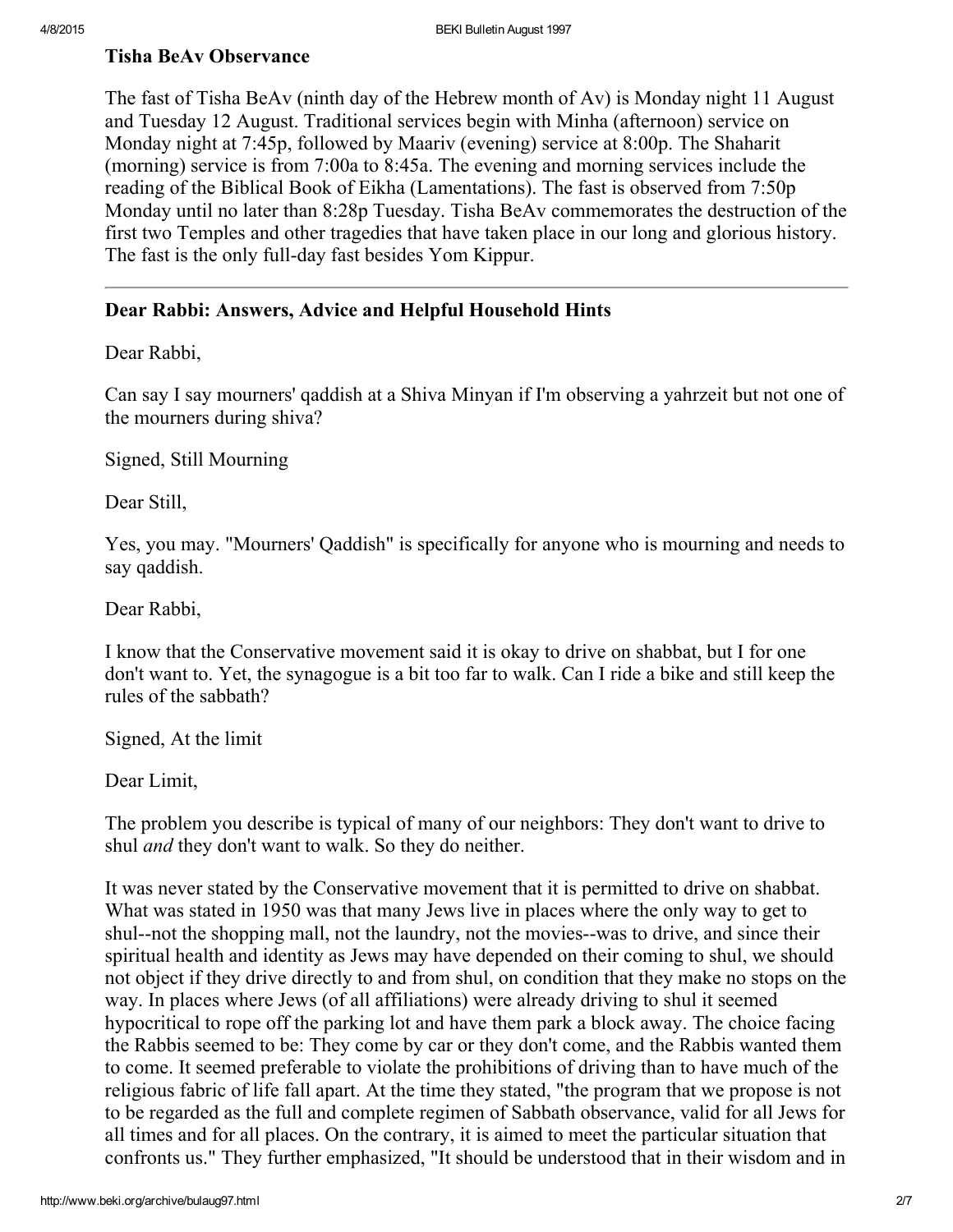### Tisha BeAv Observance

The fast of Tisha BeAv (ninth day of the Hebrew month of Av) is Monday night 11 August and Tuesday 12 August. Traditional services begin with Minha (afternoon) service on Monday night at 7:45p, followed by Maariv (evening) service at 8:00p. The Shaharit (morning) service is from 7:00a to 8:45a. The evening and morning services include the reading of the Biblical Book of Eikha (Lamentations). The fast is observed from 7:50p Monday until no later than 8:28p Tuesday. Tisha BeAv commemorates the destruction of the first two Temples and other tragedies that have taken place in our long and glorious history. The fast is the only full-day fast besides Yom Kippur.

---

### Dear Rabbi: Answers, Advice and Helpful Household Hints

Dear Rabbi,

Can say I say mourners' qaddish at a Shiva Minyan if I'm observing a yahrzeit but not one of the mourners during shiva?

Signed, Still Mourning

Dear Still,

Yes, you may. "Mourners' Qaddish" is specifically for anyone who is mourning and needs to say qaddish.

Dear Rabbi,

I know that the Conservative movement said it is okay to drive on shabbat, but I for one don't want to. Yet, the synagogue is a bit too far to walk. Can I ride a bike and still keep the rules of the sabbath?

Signed, At the limit

Dear Limit,

The problem you describe is typical of many of our neighbors: They don't want to drive to shul *and* they don't want to walk. So they do neither.

It was never stated by the Conservative movement that it is permitted to drive on shabbat. What was stated in 1950 was that many Jews live in places where the only way to get to shul--not the shopping mall, not the laundry, not the movies--was to drive, and since their spiritual health and identity as Jews may have depended on their coming to shul, we should not object if they drive directly to and from shul, on condition that they make no stops on the way. In places where Jews (of all affiliations) were already driving to shul it seemed hypocritical to rope off the parking lot and have them park a block away. The choice facing the Rabbis seemed to be: They come by car or they don't come, and the Rabbis wanted them to come. It seemed preferable to violate the prohibitions of driving than to have much of the religious fabric of life fall apart. At the time they stated, "the program that we propose is not to be regarded as the full and complete regimen of Sabbath observance, valid for all Jews for all times and for all places. On the contrary, it is aimed to meet the particular situation that confronts us." They further emphasized, "It should be understood that in their wisdom and in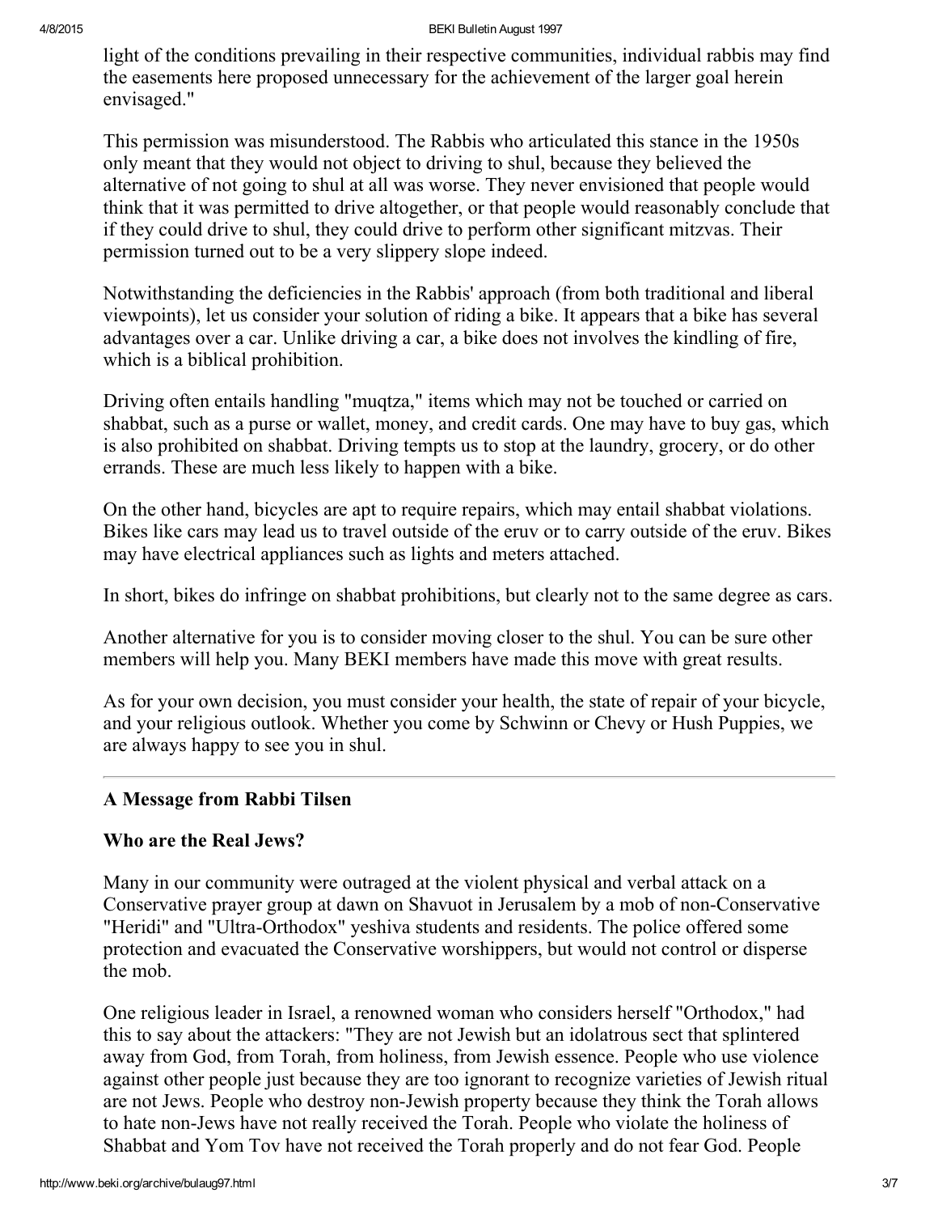light of the conditions prevailing in their respective communities, individual rabbis may find the easements here proposed unnecessary for the achievement of the larger goal herein envisaged."

This permission was misunderstood. The Rabbis who articulated this stance in the 1950s only meant that they would not object to driving to shul, because they believed the alternative of not going to shul at all was worse. They never envisioned that people would think that it was permitted to drive altogether, or that people would reasonably conclude that if they could drive to shul, they could drive to perform other significant mitzvas. Their permission turned out to be a very slippery slope indeed.

Notwithstanding the deficiencies in the Rabbis' approach (from both traditional and liberal viewpoints), let us consider your solution of riding a bike. It appears that a bike has several advantages over a car. Unlike driving a car, a bike does not involves the kindling of fire, which is a biblical prohibition.

Driving often entails handling "muqtza," items which may not be touched or carried on shabbat, such as a purse or wallet, money, and credit cards. One may have to buy gas, which is also prohibited on shabbat. Driving tempts us to stop at the laundry, grocery, or do other errands. These are much less likely to happen with a bike.

On the other hand, bicycles are apt to require repairs, which may entail shabbat violations. Bikes like cars may lead us to travel outside of the eruv or to carry outside of the eruv. Bikes may have electrical appliances such as lights and meters attached.

In short, bikes do infringe on shabbat prohibitions, but clearly not to the same degree as cars.

Another alternative for you is to consider moving closer to the shul. You can be sure other members will help you. Many BEKI members have made this move with great results.

As for your own decision, you must consider your health, the state of repair of your bicycle, and your religious outlook. Whether you come by Schwinn or Chevy or Hush Puppies, we are always happy to see you in shul.

---

### A Message from Rabbi Tilsen

### Who are the Real Jews?

Many in our community were outraged at the violent physical and verbal attack on a Conservative prayer group at dawn on Shavuot in Jerusalem by a mob of non-Conservative "Heridi" and "Ultra-Orthodox" yeshiva students and residents. The police offered some protection and evacuated the Conservative worshippers, but would not control or disperse the mob.

One religious leader in Israel, a renowned woman who considers herself "Orthodox," had this to say about the attackers: "They are not Jewish but an idolatrous sect that splintered away from God, from Torah, from holiness, from Jewish essence. People who use violence against other people just because they are too ignorant to recognize varieties of Jewish ritual are not Jews. People who destroy non-Jewish property because they think the Torah allows to hate non-Jews have not really received the Torah. People who violate the holiness of Shabbat and Yom Tov have not received the Torah properly and do not fear God. People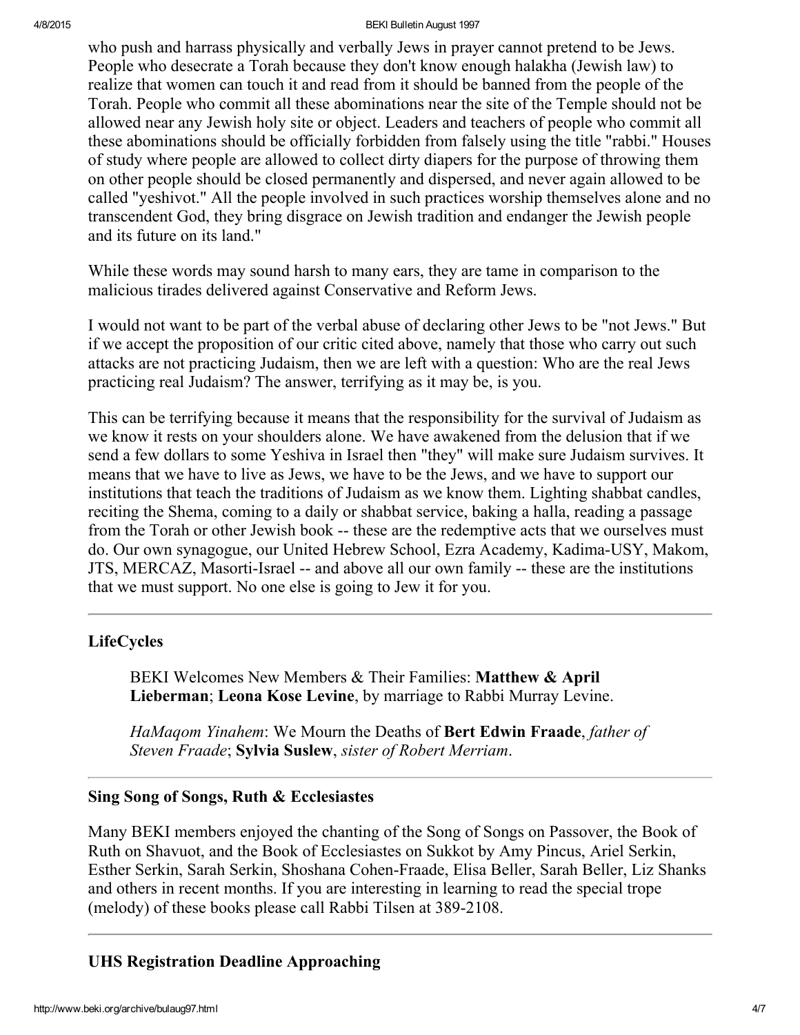who push and harrass physically and verbally Jews in prayer cannot pretend to be Jews. People who desecrate a Torah because they don't know enough halakha (Jewish law) to realize that women can touch it and read from it should be banned from the people of the Torah. People who commit all these abominations near the site of the Temple should not be allowed near any Jewish holy site or object. Leaders and teachers of people who commit all these abominations should be officially forbidden from falsely using the title "rabbi." Houses of study where people are allowed to collect dirty diapers for the purpose of throwing them on other people should be closed permanently and dispersed, and never again allowed to be called "yeshivot." All the people involved in such practices worship themselves alone and no transcendent God, they bring disgrace on Jewish tradition and endanger the Jewish people and its future on its land."

While these words may sound harsh to many ears, they are tame in comparison to the malicious tirades delivered against Conservative and Reform Jews.

I would not want to be part of the verbal abuse of declaring other Jews to be "not Jews." But if we accept the proposition of our critic cited above, namely that those who carry out such attacks are not practicing Judaism, then we are left with a question: Who are the real Jews practicing real Judaism? The answer, terrifying as it may be, is you.

This can be terrifying because it means that the responsibility for the survival of Judaism as we know it rests on your shoulders alone. We have awakened from the delusion that if we send a few dollars to some Yeshiva in Israel then "they" will make sure Judaism survives. It means that we have to live as Jews, we have to be the Jews, and we have to support our institutions that teach the traditions of Judaism as we know them. Lighting shabbat candles, reciting the Shema, coming to a daily or shabbat service, baking a halla, reading a passage from the Torah or other Jewish book -- these are the redemptive acts that we ourselves must do. Our own synagogue, our United Hebrew School, Ezra Academy, Kadima-USY, Makom, JTS, MERCAZ, Masorti-Israel -- and above all our own family -- these are the institutions that we must support. No one else is going to Jew it for you.

---

### LifeCycles

BEKI Welcomes New Members & Their Families: **Matthew & April Lieberman**; **Leona Kose Levine**, by marriage to Rabbi Murray Levine.

*HaMaqom Yinahem*: We Mourn the Deaths of **Bert Edwin Fraade**, *father of Steven Fraade*; **Sylvia Suslew**, *sister of Robert Merriam*.

---

### Sing Song of Songs, Ruth & Ecclesiastes

Many BEKI members enjoyed the chanting of the Song of Songs on Passover, the Book of Ruth on Shavuot, and the Book of Ecclesiastes on Sukkot by Amy Pincus, Ariel Serkin, Esther Serkin, Sarah Serkin, Shoshana Cohen-Fraade, Elisa Beller, Sarah Beller, Liz Shanks and others in recent months. If you are interesting in learning to read the special trope (melody) of these books please call Rabbi Tilsen at 389-2108.

---

### UHS Registration Deadline Approaching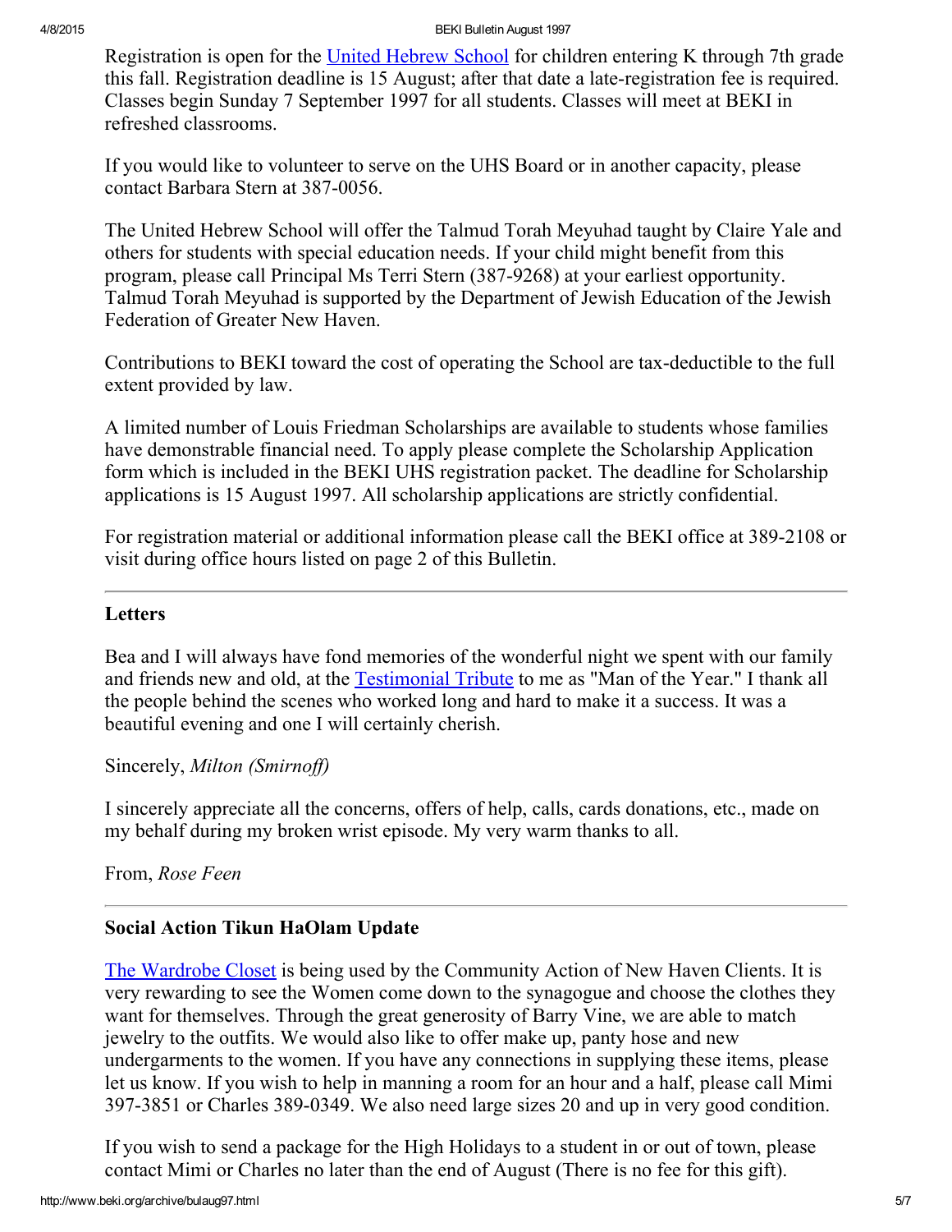Registration is open for the United Hebrew School for children entering K through 7th grade this fall. Registration deadline is 15 August; after that date a late-registration fee is required. Classes begin Sunday 7 September 1997 for all students. Classes will meet at BEKI in refreshed classrooms.

If you would like to volunteer to serve on the UHS Board or in another capacity, please contact Barbara Stern at 387-0056.

The United Hebrew School will offer the Talmud Torah Meyuhad taught by Claire Yale and others for students with special education needs. If your child might benefit from this program, please call Principal Ms Terri Stern (387-9268) at your earliest opportunity. Talmud Torah Meyuhad is supported by the Department of Jewish Education of the Jewish Federation of Greater New Haven.

Contributions to BEKI toward the cost of operating the School are tax-deductible to the full extent provided by law.

A limited number of Louis Friedman Scholarships are available to students whose families have demonstrable financial need. To apply please complete the Scholarship Application form which is included in the BEKI UHS registration packet. The deadline for Scholarship applications is 15 August 1997. All scholarship applications are strictly confidential.

For registration material or additional information please call the BEKI office at 389-2108 or visit during office hours listed on page 2 of this Bulletin.

---

### Letters

Bea and I will always have fond memories of the wonderful night we spent with our family and friends new and old, at the Testimonial Tribute to me as "Man of the Year." I thank all the people behind the scenes who worked long and hard to make it a success. It was a beautiful evening and one I will certainly cherish.

Sincerely, *Milton (Smirnoff)*

I sincerely appreciate all the concerns, offers of help, calls, cards donations, etc., made on my behalf during my broken wrist episode. My very warm thanks to all.

From, *Rose Feen*

---

### Social Action Tikun HaOlam Update

The Wardrobe Closet is being used by the Community Action of New Haven Clients. It is very rewarding to see the Women come down to the synagogue and choose the clothes they want for themselves. Through the great generosity of Barry Vine, we are able to match jewelry to the outfits. We would also like to offer make up, panty hose and new undergarments to the women. If you have any connections in supplying these items, please let us know. If you wish to help in manning a room for an hour and a half, please call Mimi 397-3851 or Charles 389-0349. We also need large sizes 20 and up in very good condition.

If you wish to send a package for the High Holidays to a student in or out of town, please contact Mimi or Charles no later than the end of August (There is no fee for this gift).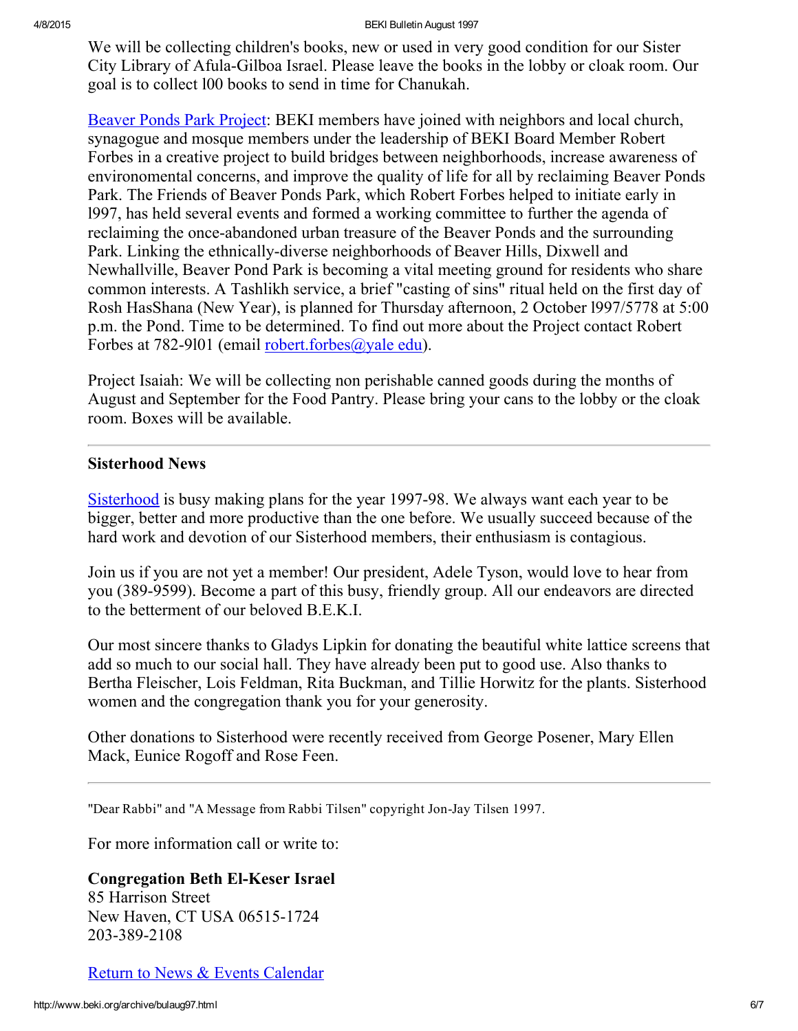We will be collecting children's books, new or used in very good condition for our Sister City Library of Afula-Gilboa Israel. Please leave the books in the lobby or cloak room. Our goal is to collect l00 books to send in time for Chanukah.

[Beaver Ponds Park Project]: BEKI members have joined with neighbors and local church, synagogue and mosque members under the leadership of BEKI Board Member Robert Forbes in a creative project to build bridges between neighborhoods, increase awareness of environomental concerns, and improve the quality of life for all by reclaiming Beaver Ponds Park. The Friends of Beaver Ponds Park, which Robert Forbes helped to initiate early in l997, has held several events and formed a working committee to further the agenda of reclaiming the once-abandoned urban treasure of the Beaver Ponds and the surrounding Park. Linking the ethnically-diverse neighborhoods of Beaver Hills, Dixwell and Newhallville, Beaver Pond Park is becoming a vital meeting ground for residents who share common interests. A Tashlikh service, a brief "casting of sins" ritual held on the first day of Rosh HasShana (New Year), is planned for Thursday afternoon, 2 October l997/5778 at 5:00 p.m. the Pond. Time to be determined. To find out more about the Project contact Robert Forbes at 782-9l01 (email robert.forbes@yale edu).

Project Isaiah: We will be collecting non perishable canned goods during the months of August and September for the Food Pantry. Please bring your cans to the lobby or the cloak room. Boxes will be available.

---

### Sisterhood News

Sisterhood is busy making plans for the year 1997-98. We always want each year to be bigger, better and more productive than the one before. We usually succeed because of the hard work and devotion of our Sisterhood members, their enthusiasm is contagious.

Join us if you are not yet a member! Our president, Adele Tyson, would love to hear from you (389-9599). Become a part of this busy, friendly group. All our endeavors are directed to the betterment of our beloved B.E.K.I.

Our most sincere thanks to Gladys Lipkin for donating the beautiful white lattice screens that add so much to our social hall. They have already been put to good use. Also thanks to Bertha Fleischer, Lois Feldman, Rita Buckman, and Tillie Horwitz for the plants. Sisterhood women and the congregation thank you for your generosity.

Other donations to Sisterhood were recently received from George Posener, Mary Ellen Mack, Eunice Rogoff and Rose Feen.

---

"Dear Rabbi" and "A Message from Rabbi Tilsen" copyright Jon-Jay Tilsen 1997.

For more information call or write to:

**Congregation Beth El-Keser Israel**
85 Harrison Street
New Haven, CT USA 06515-1724
203-389-2108

Return to News & Events Calendar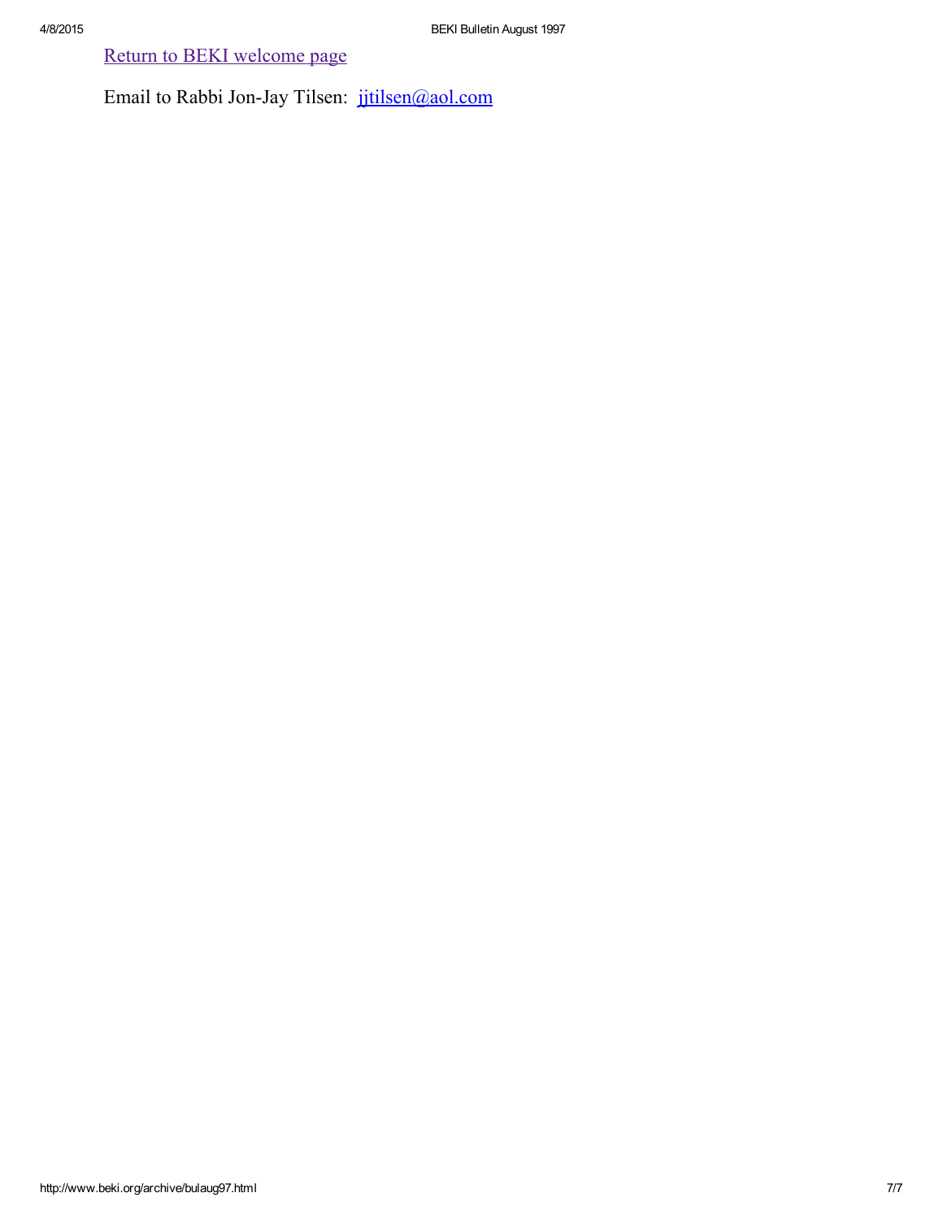[Return to BEKI welcome page](http://www.beki.org/)

Email to Rabbi Jon-Jay Tilsen: [jjtilsen@aol.com](mailto:jjtilsen@aol.com)